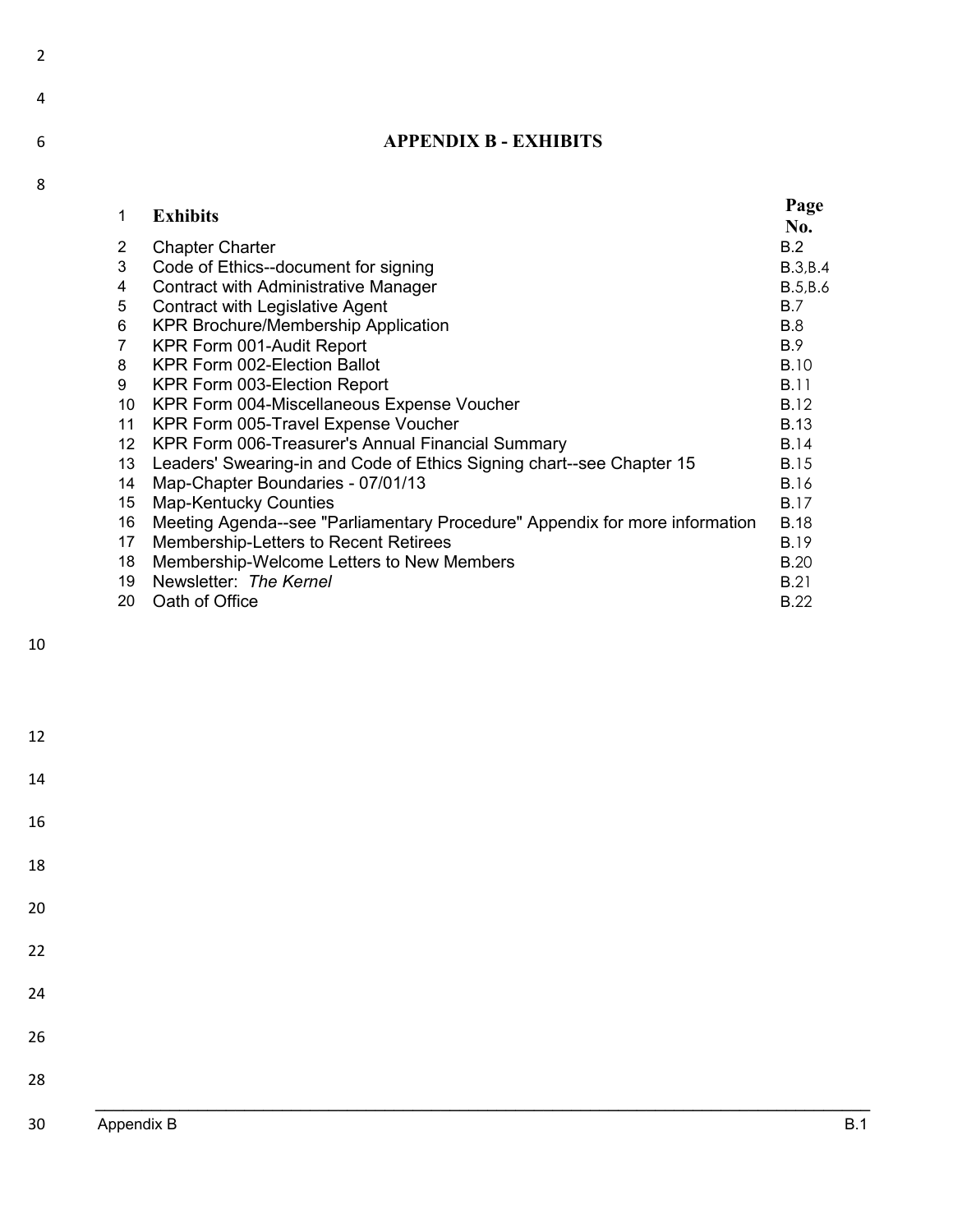# APPENDIX B - EXHIBITS

| | Exhibits | Page No. |
|---|---|---|
| 2 | Chapter Charter | B.2 |
| 3 | Code of Ethics--document for signing | B.3,B.4 |
| 4 | Contract with Administrative Manager | B.5,B.6 |
| 5 | Contract with Legislative Agent | B.7 |
| 6 | KPR Brochure/Membership Application | B.8 |
| 7 | KPR Form 001-Audit Report | B.9 |
| 8 | KPR Form 002-Election Ballot | B.10 |
| 9 | KPR Form 003-Election Report | B.11 |
| 10 | KPR Form 004-Miscellaneous Expense Voucher | B.12 |
| 11 | KPR Form 005-Travel Expense Voucher | B.13 |
| 12 | KPR Form 006-Treasurer's Annual Financial Summary | B.14 |
| 13 | Leaders' Swearing-in and Code of Ethics Signing chart--see Chapter 15 | B.15 |
| 14 | Map-Chapter Boundaries - 07/01/13 | B.16 |
| 15 | Map-Kentucky Counties | B.17 |
| 16 | Meeting Agenda--see "Parliamentary Procedure" Appendix for more information | B.18 |
| 17 | Membership-Letters to Recent Retirees | B.19 |
| 18 | Membership-Welcome Letters to New Members | B.20 |
| 19 | Newsletter: *The Kernel* | B.21 |
| 20 | Oath of Office | B.22 |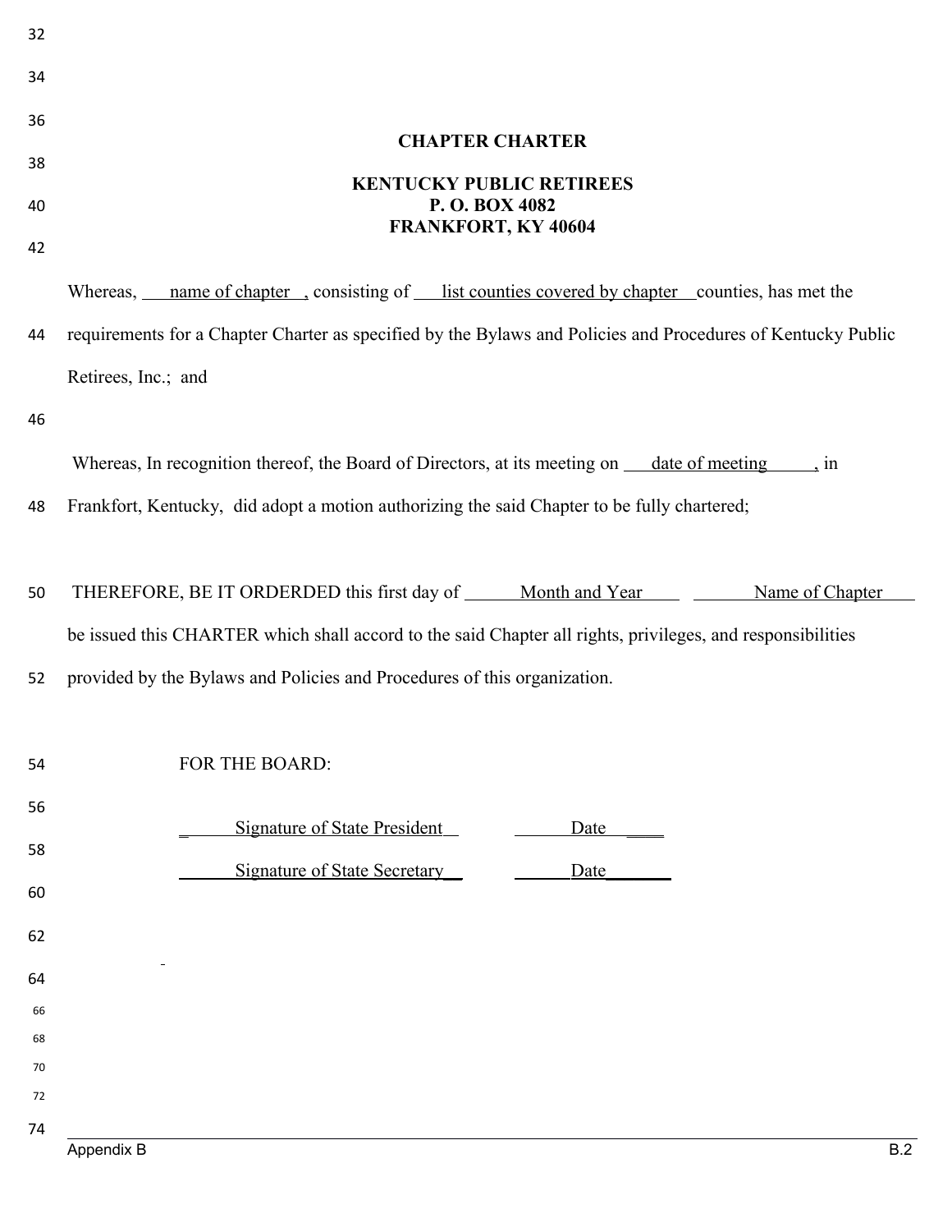# CHAPTER CHARTER

**KENTUCKY PUBLIC RETIREES**
**P. O. BOX 4082**
**FRANKFORT, KY 40604**

Whereas, ___name of chapter___, consisting of ___list counties covered by chapter___ counties, has met the requirements for a Chapter Charter as specified by the Bylaws and Policies and Procedures of Kentucky Public Retirees, Inc.; and

Whereas, In recognition thereof, the Board of Directors, at its meeting on ___date of meeting___, in Frankfort, Kentucky, did adopt a motion authorizing the said Chapter to be fully chartered;

THEREFORE, BE IT ORDERDED this first day of ___Month and Year___ ___Name of Chapter___ be issued this CHARTER which shall accord to the said Chapter all rights, privileges, and responsibilities provided by the Bylaws and Policies and Procedures of this organization.

FOR THE BOARD:

___Signature of State President___ ___Date___

___Signature of State Secretary___ ___Date___

Appendix B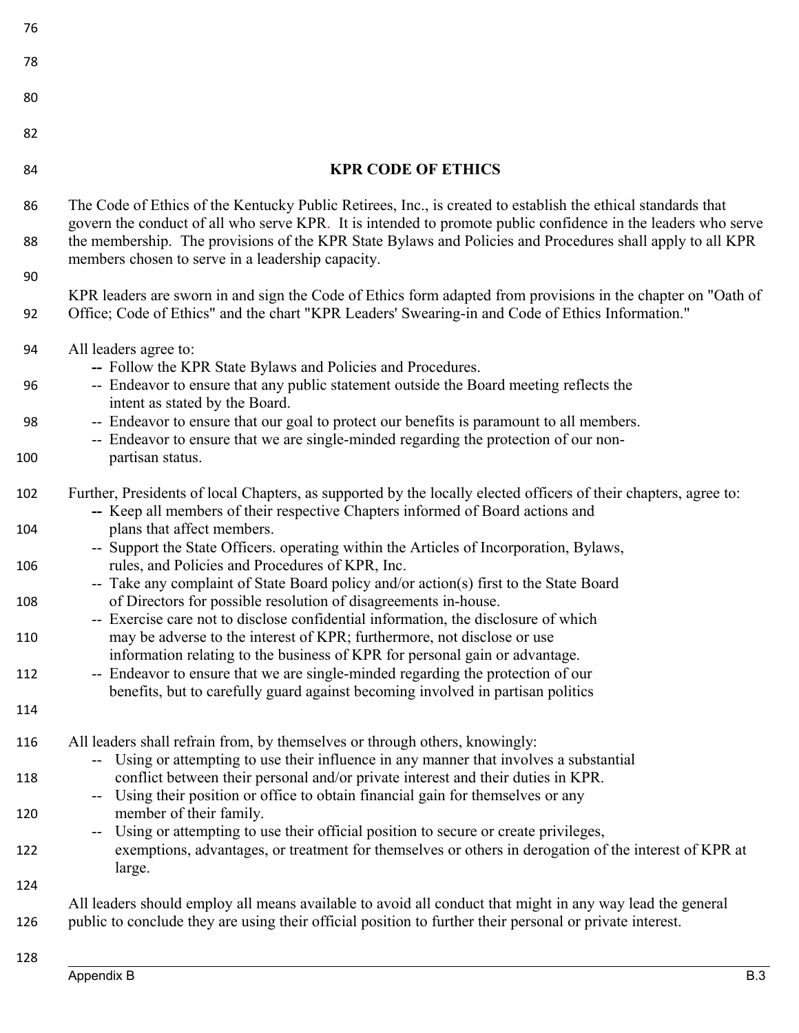## KPR CODE OF ETHICS

The Code of Ethics of the Kentucky Public Retirees, Inc., is created to establish the ethical standards that govern the conduct of all who serve KPR. It is intended to promote public confidence in the leaders who serve the membership. The provisions of the KPR State Bylaws and Policies and Procedures shall apply to all KPR members chosen to serve in a leadership capacity.

KPR leaders are sworn in and sign the Code of Ethics form adapted from provisions in the chapter on "Oath of Office; Code of Ethics" and the chart "KPR Leaders' Swearing-in and Code of Ethics Information."

All leaders agree to:

- -- Follow the KPR State Bylaws and Policies and Procedures.
- -- Endeavor to ensure that any public statement outside the Board meeting reflects the intent as stated by the Board.
- -- Endeavor to ensure that our goal to protect our benefits is paramount to all members.
- -- Endeavor to ensure that we are single-minded regarding the protection of our non-partisan status.

Further, Presidents of local Chapters, as supported by the locally elected officers of their chapters, agree to:

- -- Keep all members of their respective Chapters informed of Board actions and plans that affect members.
- -- Support the State Officers. operating within the Articles of Incorporation, Bylaws, rules, and Policies and Procedures of KPR, Inc.
- -- Take any complaint of State Board policy and/or action(s) first to the State Board of Directors for possible resolution of disagreements in-house.
- -- Exercise care not to disclose confidential information, the disclosure of which may be adverse to the interest of KPR; furthermore, not disclose or use information relating to the business of KPR for personal gain or advantage.
- -- Endeavor to ensure that we are single-minded regarding the protection of our benefits, but to carefully guard against becoming involved in partisan politics

All leaders shall refrain from, by themselves or through others, knowingly:

- -- Using or attempting to use their influence in any manner that involves a substantial conflict between their personal and/or private interest and their duties in KPR.
- -- Using their position or office to obtain financial gain for themselves or any member of their family.
- -- Using or attempting to use their official position to secure or create privileges, exemptions, advantages, or treatment for themselves or others in derogation of the interest of KPR at large.

All leaders should employ all means available to avoid all conduct that might in any way lead the general public to conclude they are using their official position to further their personal or private interest.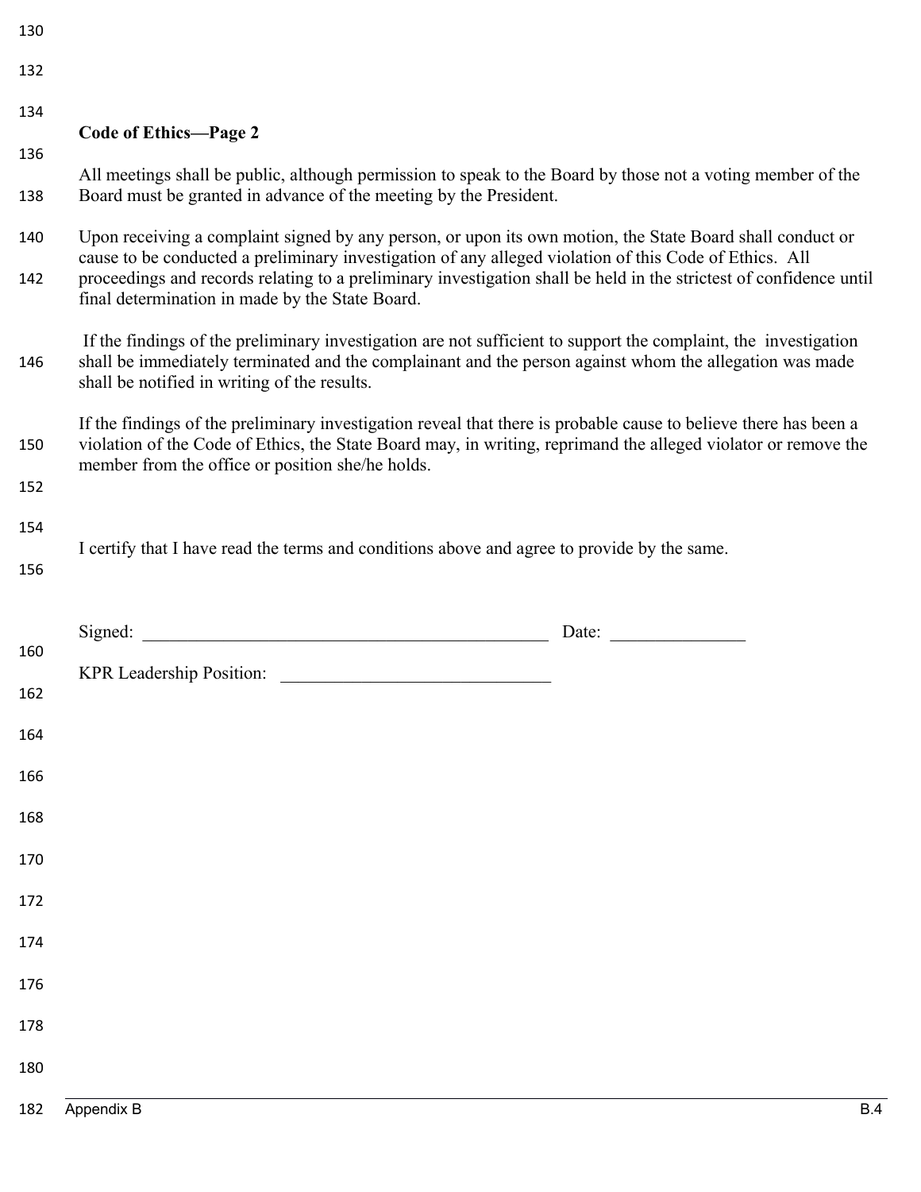**Code of Ethics—Page 2**

All meetings shall be public, although permission to speak to the Board by those not a voting member of the Board must be granted in advance of the meeting by the President.

Upon receiving a complaint signed by any person, or upon its own motion, the State Board shall conduct or cause to be conducted a preliminary investigation of any alleged violation of this Code of Ethics. All proceedings and records relating to a preliminary investigation shall be held in the strictest of confidence until final determination in made by the State Board.

If the findings of the preliminary investigation are not sufficient to support the complaint, the investigation shall be immediately terminated and the complainant and the person against whom the allegation was made shall be notified in writing of the results.

If the findings of the preliminary investigation reveal that there is probable cause to believe there has been a violation of the Code of Ethics, the State Board may, in writing, reprimand the alleged violator or remove the member from the office or position she/he holds.

I certify that I have read the terms and conditions above and agree to provide by the same.

Signed: _______________________________________________ Date: _______________

KPR Leadership Position: ______________________________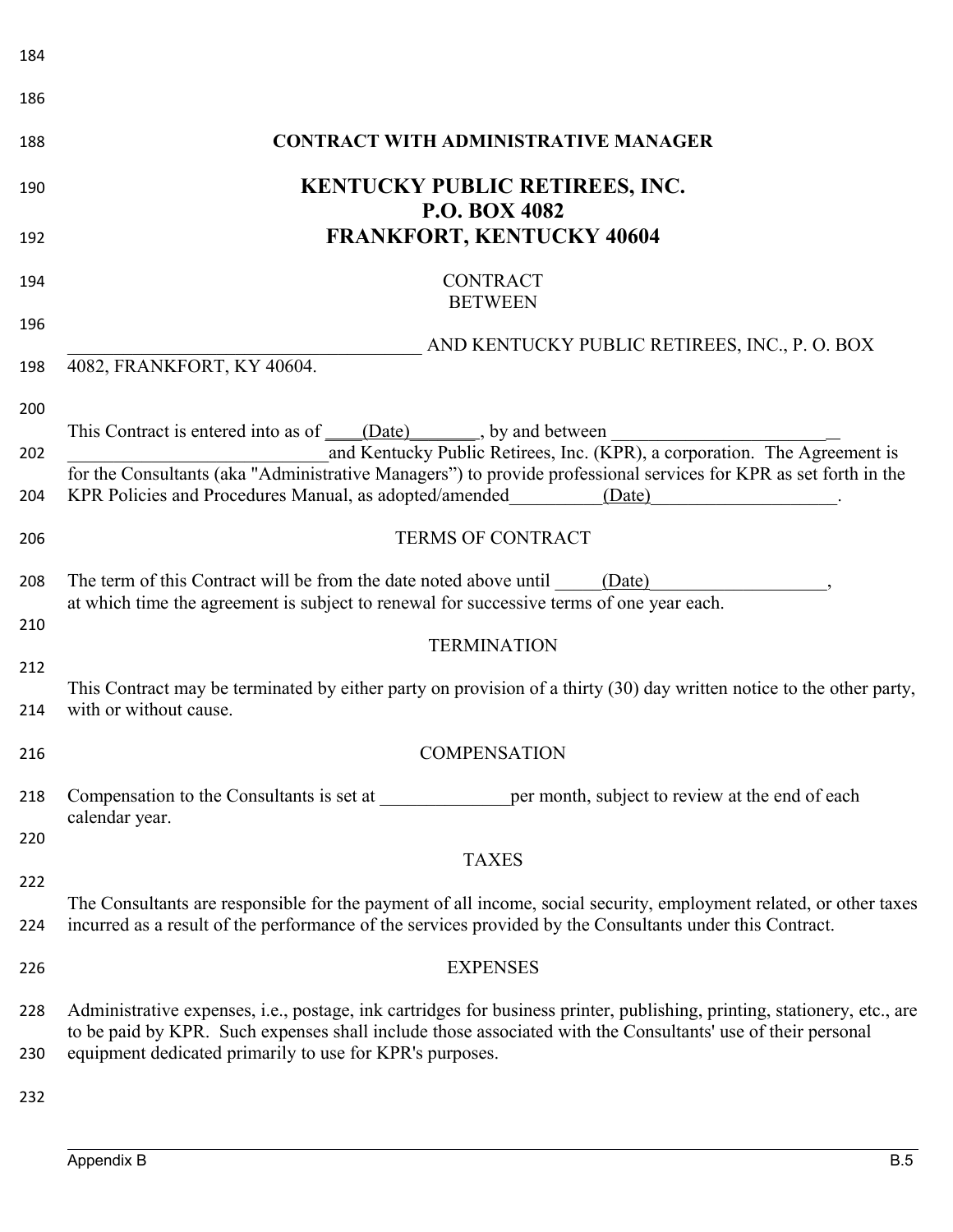**CONTRACT WITH ADMINISTRATIVE MANAGER**

# KENTUCKY PUBLIC RETIREES, INC.
# P.O. BOX 4082
# FRANKFORT, KENTUCKY 40604

CONTRACT
BETWEEN

____________________________________ AND KENTUCKY PUBLIC RETIREES, INC., P. O. BOX 4082, FRANKFORT, KY 40604.

This Contract is entered into as of ____(Date)_______, by and between ________________________ ____________________________and Kentucky Public Retirees, Inc. (KPR), a corporation. The Agreement is for the Consultants (aka "Administrative Managers") to provide professional services for KPR as set forth in the KPR Policies and Procedures Manual, as adopted/amended__________(Date)___________________.

## TERMS OF CONTRACT

The term of this Contract will be from the date noted above until _____(Date)___________________, at which time the agreement is subject to renewal for successive terms of one year each.

## TERMINATION

This Contract may be terminated by either party on provision of a thirty (30) day written notice to the other party, with or without cause.

## COMPENSATION

Compensation to the Consultants is set at ______________per month, subject to review at the end of each calendar year.

## TAXES

The Consultants are responsible for the payment of all income, social security, employment related, or other taxes incurred as a result of the performance of the services provided by the Consultants under this Contract.

## EXPENSES

Administrative expenses, i.e., postage, ink cartridges for business printer, publishing, printing, stationery, etc., are to be paid by KPR. Such expenses shall include those associated with the Consultants' use of their personal equipment dedicated primarily to use for KPR's purposes.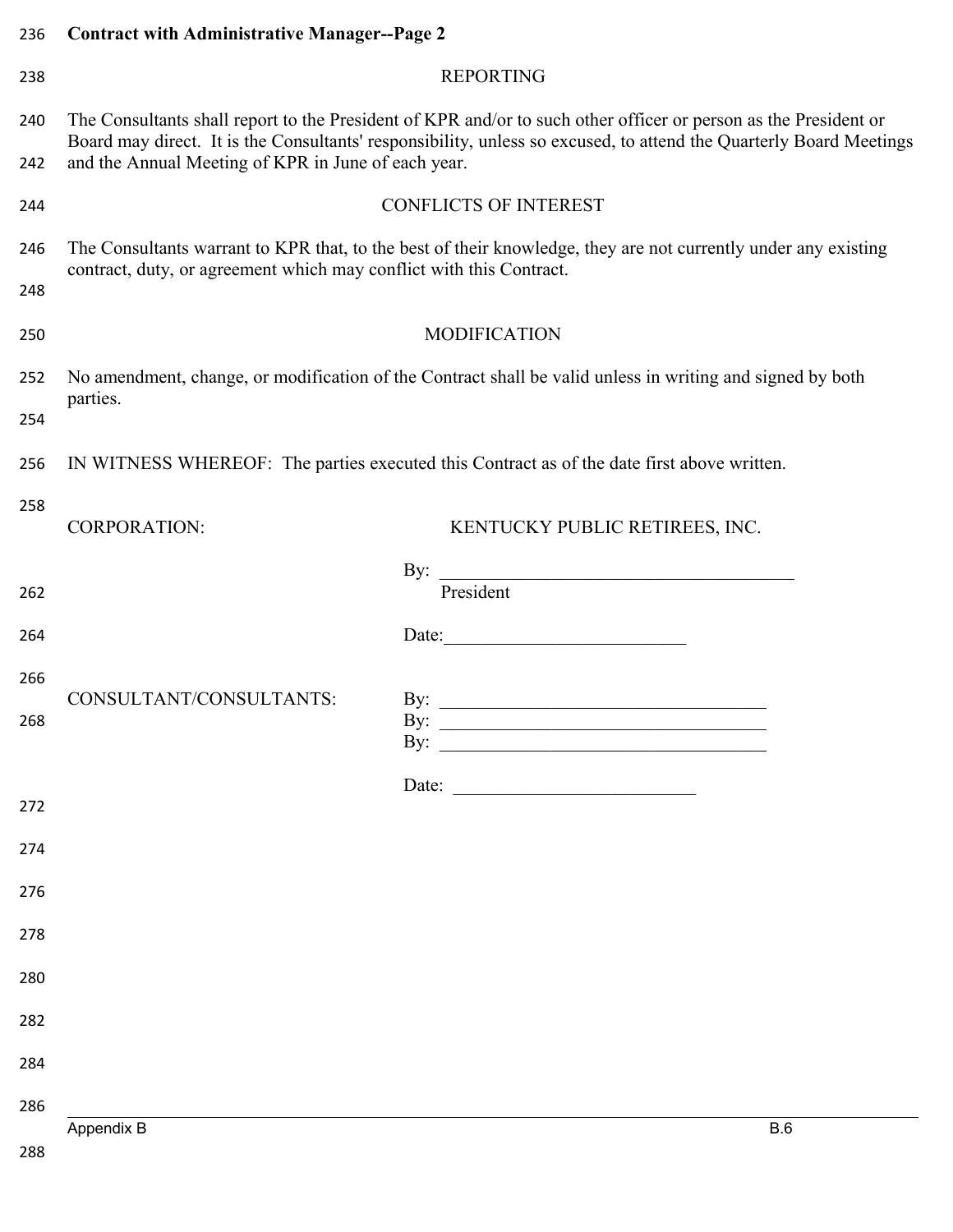**Contract with Administrative Manager--Page 2**

## REPORTING

The Consultants shall report to the President of KPR and/or to such other officer or person as the President or Board may direct. It is the Consultants' responsibility, unless so excused, to attend the Quarterly Board Meetings and the Annual Meeting of KPR in June of each year.

## CONFLICTS OF INTEREST

The Consultants warrant to KPR that, to the best of their knowledge, they are not currently under any existing contract, duty, or agreement which may conflict with this Contract.

## MODIFICATION

No amendment, change, or modification of the Contract shall be valid unless in writing and signed by both parties.

IN WITNESS WHEREOF: The parties executed this Contract as of the date first above written.

CORPORATION: KENTUCKY PUBLIC RETIREES, INC.

By: ______________________________________
President

Date:_________________________

CONSULTANT/CONSULTANTS:

By: ____________________________________
By: ____________________________________
By: ____________________________________

Date: __________________________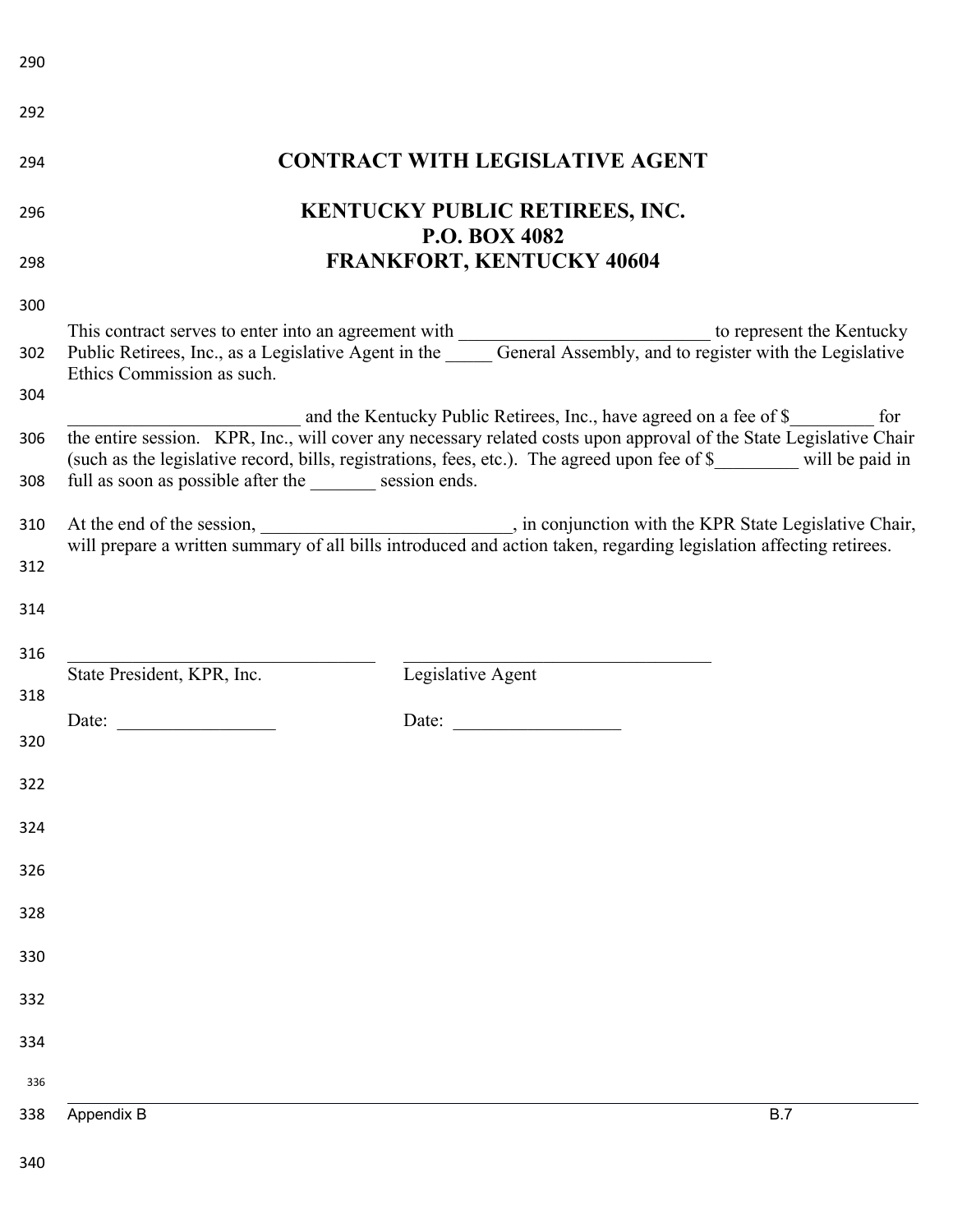# CONTRACT WITH LEGISLATIVE AGENT

## KENTUCKY PUBLIC RETIREES, INC.
## P.O. BOX 4082
## FRANKFORT, KENTUCKY 40604

This contract serves to enter into an agreement with ___________________________ to represent the Kentucky Public Retirees, Inc., as a Legislative Agent in the _____ General Assembly, and to register with the Legislative Ethics Commission as such.

_________________________ and the Kentucky Public Retirees, Inc., have agreed on a fee of $_________ for the entire session. KPR, Inc., will cover any necessary related costs upon approval of the State Legislative Chair (such as the legislative record, bills, registrations, fees, etc.). The agreed upon fee of $_________ will be paid in full as soon as possible after the _______ session ends.

At the end of the session, __________________________, in conjunction with the KPR State Legislative Chair, will prepare a written summary of all bills introduced and action taken, regarding legislation affecting retirees.

_________________________________ &nbsp;&nbsp;&nbsp;&nbsp; _________________________________
State President, KPR, Inc. &nbsp;&nbsp;&nbsp;&nbsp; Legislative Agent

Date: _________________ &nbsp;&nbsp;&nbsp;&nbsp; Date: __________________

Appendix B &nbsp;&nbsp;&nbsp;&nbsp; B.7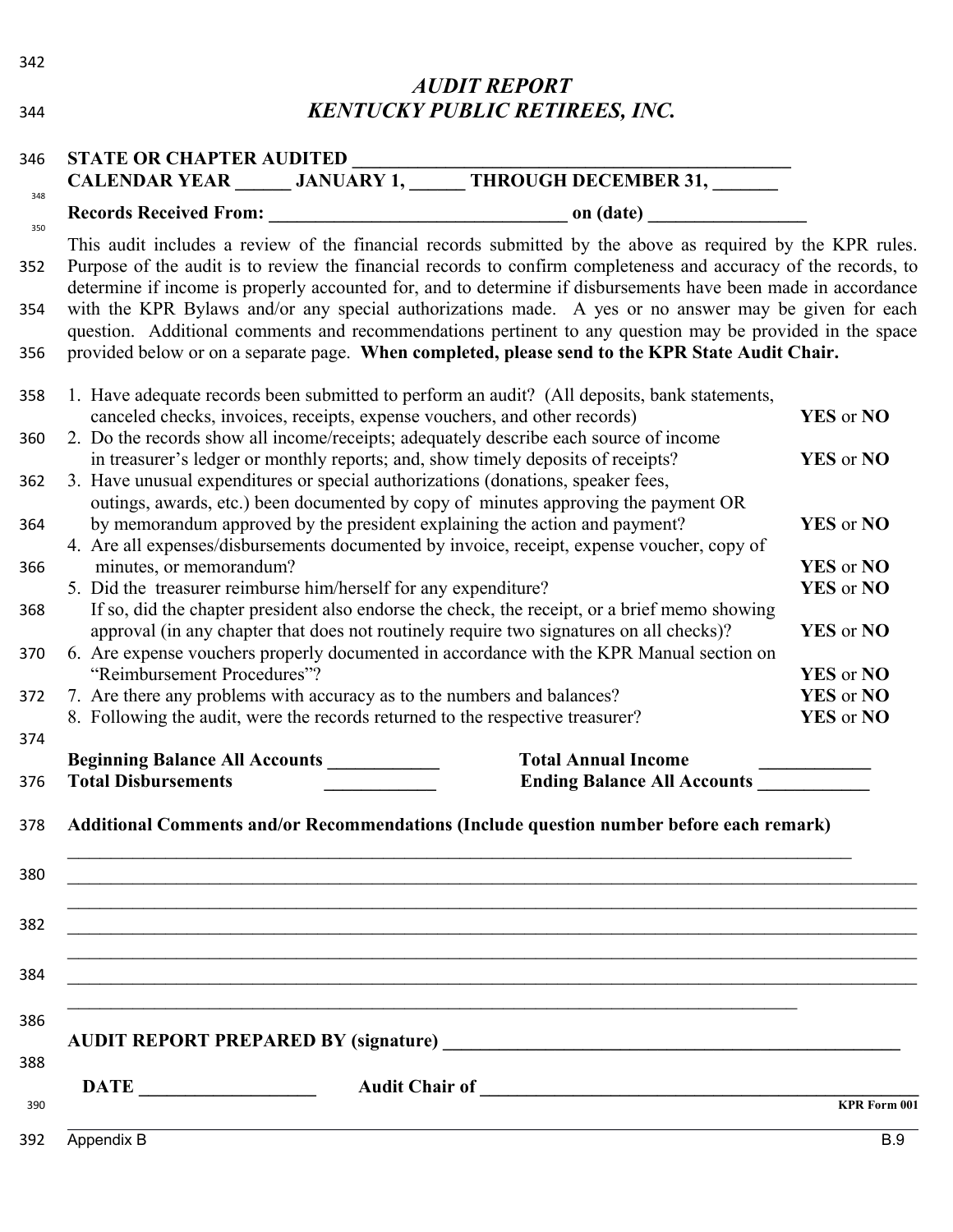# *AUDIT REPORT*
# *KENTUCKY PUBLIC RETIREES, INC.*

**STATE OR CHAPTER AUDITED ___________________________________________**
**CALENDAR YEAR ______ JANUARY 1, ______ THROUGH DECEMBER 31, _______**

**Records Received From: _______________________________ on (date) ________________**

This audit includes a review of the financial records submitted by the above as required by the KPR rules. Purpose of the audit is to review the financial records to confirm completeness and accuracy of the records, to determine if income is properly accounted for, and to determine if disbursements have been made in accordance with the KPR Bylaws and/or any special authorizations made. A yes or no answer may be given for each question. Additional comments and recommendations pertinent to any question may be provided in the space provided below or on a separate page. **When completed, please send to the KPR State Audit Chair.**

1. Have adequate records been submitted to perform an audit? (All deposits, bank statements, canceled checks, invoices, receipts, expense vouchers, and other records) **YES** or **NO**
2. Do the records show all income/receipts; adequately describe each source of income in treasurer's ledger or monthly reports; and, show timely deposits of receipts? **YES** or **NO**
3. Have unusual expenditures or special authorizations (donations, speaker fees, outings, awards, etc.) been documented by copy of minutes approving the payment OR by memorandum approved by the president explaining the action and payment? **YES** or **NO**
4. Are all expenses/disbursements documented by invoice, receipt, expense voucher, copy of minutes, or memorandum? **YES** or **NO**
5. Did the treasurer reimburse him/herself for any expenditure? **YES** or **NO**
   If so, did the chapter president also endorse the check, the receipt, or a brief memo showing approval (in any chapter that does not routinely require two signatures on all checks)? **YES** or **NO**
6. Are expense vouchers properly documented in accordance with the KPR Manual section on "Reimbursement Procedures"? **YES** or **NO**
7. Are there any problems with accuracy as to the numbers and balances? **YES** or **NO**
8. Following the audit, were the records returned to the respective treasurer? **YES** or **NO**

**Beginning Balance All Accounts ___________** **Total Annual Income ___________**
**Total Disbursements ___________** **Ending Balance All Accounts ___________**

**Additional Comments and/or Recommendations (Include question number before each remark)**

_______________________________________________________________________________________

_______________________________________________________________________________________

_______________________________________________________________________________________

_______________________________________________________________________________________

_______________________________________________________________________________________

_______________________________________________________________________________________

_______________________________________________________________________________________

**AUDIT REPORT PREPARED BY (signature) ______________________________________________**

**DATE __________________** **Audit Chair of ____________________________________________**

**KPR Form 001**

Appendix B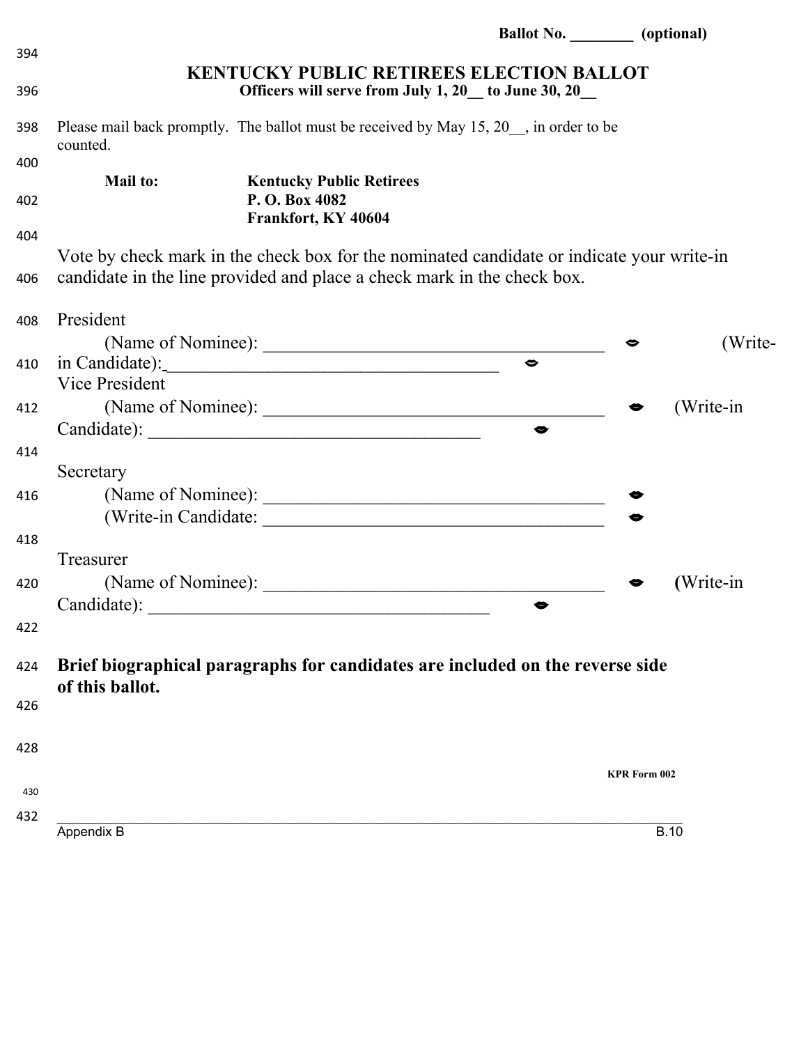Ballot No. ________ (optional)

# KENTUCKY PUBLIC RETIREES ELECTION BALLOT

**Officers will serve from July 1, 20__ to June 30, 20__**

Please mail back promptly. The ballot must be received by May 15, 20__, in order to be counted.

**Mail to:** **Kentucky Public Retirees**
**P. O. Box 4082**
**Frankfort, KY 40604**

Vote by check mark in the check box for the nominated candidate or indicate your write-in candidate in the line provided and place a check mark in the check box.

President
(Name of Nominee): ______________________________________ ☐
(Write-in Candidate): ______________________________________ ☐

Vice President
(Name of Nominee): ______________________________________ ☐
(Write-in Candidate): ______________________________________ ☐

Secretary
(Name of Nominee): ______________________________________ ☐
(Write-in Candidate: ______________________________________ ☐

Treasurer
(Name of Nominee): ______________________________________ ☐
**(**Write-in Candidate): ______________________________________ ☐

**Brief biographical paragraphs for candidates are included on the reverse side of this ballot.**

**KPR Form 002**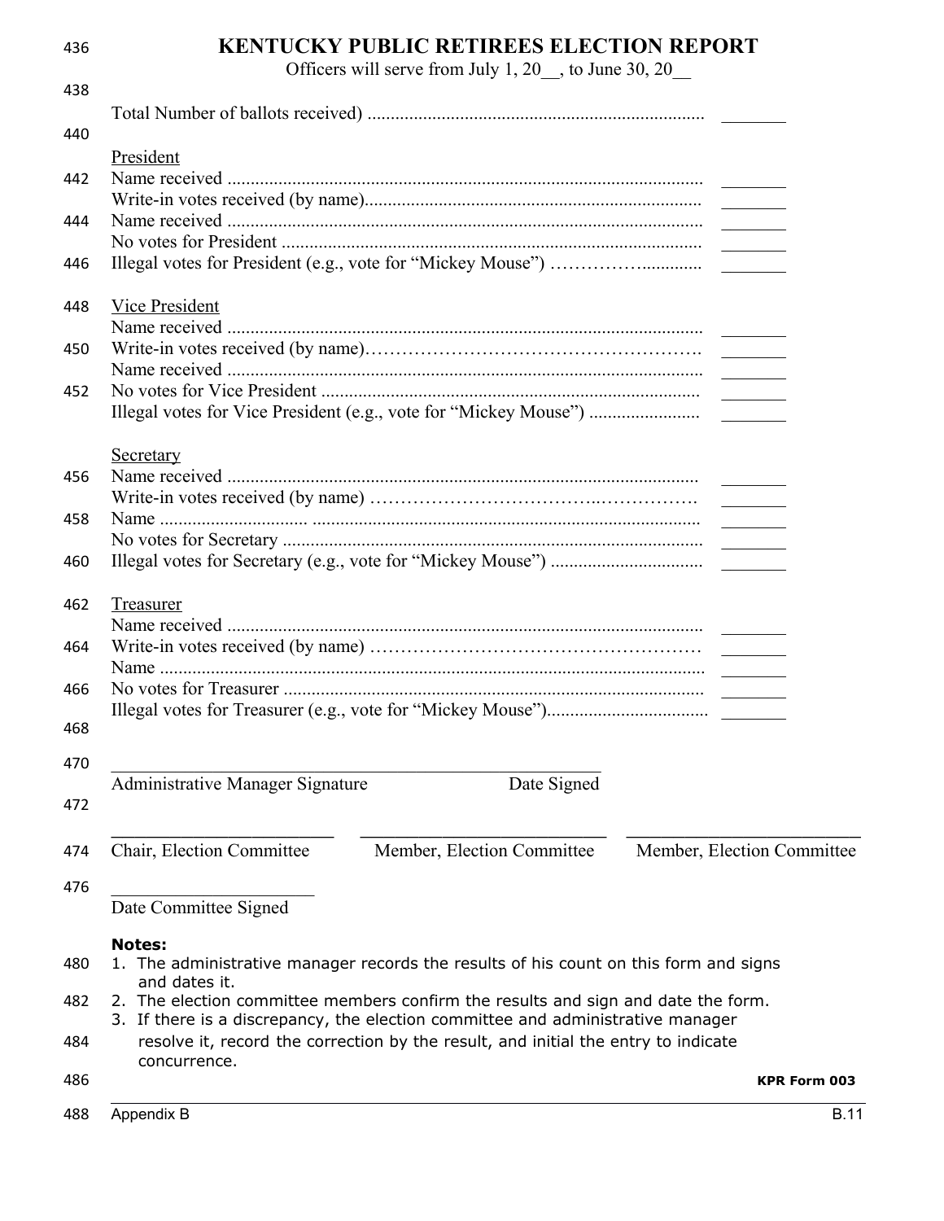# KENTUCKY PUBLIC RETIREES ELECTION REPORT

Officers will serve from July 1, 20__, to June 30, 20__

Total Number of ballots received) ........................................................................ _______

President

Name received ...................................................................................................... _______
Write-in votes received (by name)........................................................................ _______
Name received ...................................................................................................... _______
No votes for President .......................................................................................... _______
Illegal votes for President (e.g., vote for "Mickey Mouse") ……………............. _______

Vice President

Name received ...................................................................................................... _______
Write-in votes received (by name)……………………………………………… _______
Name received ...................................................................................................... _______
No votes for Vice President ................................................................................. _______
Illegal votes for Vice President (e.g., vote for "Mickey Mouse") ........................ _______

Secretary

Name received ..................................................................................................... _______
Write-in votes received (by name) ……………………………..……………. _______
Name ............................... ................................................................................... _______
No votes for Secretary .......................................................................................... _______
Illegal votes for Secretary (e.g., vote for "Mickey Mouse") ................................ _______

Treasurer

Name received ...................................................................................................... _______
Write-in votes received (by name) …………………………………………… _______
Name ...................................................................................................................... _______
No votes for Treasurer .......................................................................................... _______
Illegal votes for Treasurer (e.g., vote for "Mickey Mouse").................................. _______

_______________________________________________________

Administrative Manager Signature                                    Date Signed

________________________    ________________________    ________________________

Chair, Election Committee    Member, Election Committee    Member, Election Committee

______________________

Date Committee Signed

**Notes:**

1. The administrative manager records the results of his count on this form and signs and dates it.
2. The election committee members confirm the results and sign and date the form.
3. If there is a discrepancy, the election committee and administrative manager resolve it, record the correction by the result, and initial the entry to indicate concurrence.

**KPR Form 003**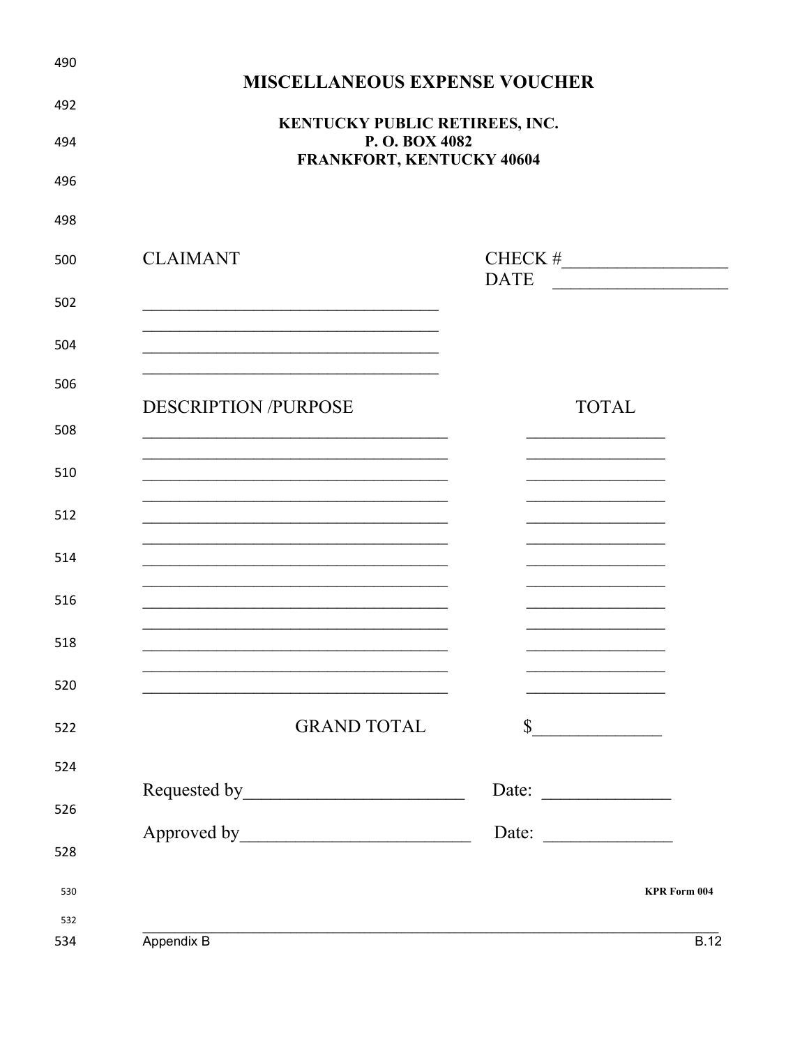# MISCELLANEOUS EXPENSE VOUCHER

**KENTUCKY PUBLIC RETIREES, INC.**
**P. O. BOX 4082**
**FRANKFORT, KENTUCKY 40604**

CLAIMANT

CHECK #__________________
DATE ___________________

___________________________________
___________________________________
___________________________________
___________________________________

| DESCRIPTION /PURPOSE | TOTAL |
|---|---|
| ____________________________________ | ________________ |
| ____________________________________ | ________________ |
| ____________________________________ | ________________ |
| ____________________________________ | ________________ |
| ____________________________________ | ________________ |
| ____________________________________ | ________________ |
| ____________________________________ | ________________ |
| ____________________________________ | ________________ |
| ____________________________________ | ________________ |
| ____________________________________ | ________________ |
| ____________________________________ | ________________ |
| ____________________________________ | ________________ |
| ____________________________________ | ________________ |
| GRAND TOTAL | $______________ |

Requested by________________________ Date: ______________

Approved by_________________________ Date: ______________

**KPR Form 004**

Appendix B B.12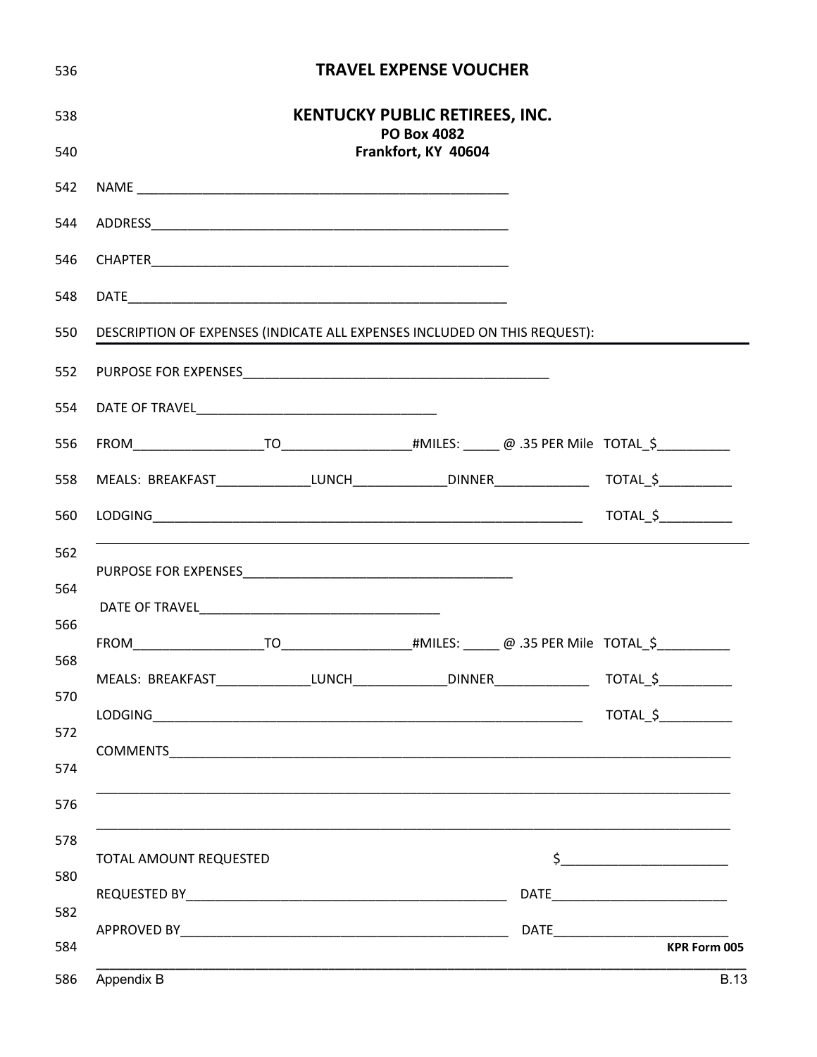# TRAVEL EXPENSE VOUCHER

## KENTUCKY PUBLIC RETIREES, INC.

**PO Box 4082**
**Frankfort, KY 40604**

NAME ___________________________________________________

ADDRESS_________________________________________________

CHAPTER_________________________________________________

DATE____________________________________________________

DESCRIPTION OF EXPENSES (INDICATE ALL EXPENSES INCLUDED ON THIS REQUEST):

---

PURPOSE FOR EXPENSES_______________________________________

DATE OF TRAVEL________________________________

FROM__________________TO_________________#MILES: _____ @ .35 PER Mile TOTAL_$__________

MEALS: BREAKFAST_____________LUNCH_____________DINNER_____________ TOTAL_$__________

LODGING_________________________________________________________ TOTAL_$__________

---

PURPOSE FOR EXPENSES___________________________________

DATE OF TRAVEL________________________________

FROM__________________TO_________________#MILES: _____ @ .35 PER Mile TOTAL_$__________

MEALS: BREAKFAST_____________LUNCH_____________DINNER_____________ TOTAL_$__________

LODGING_________________________________________________________ TOTAL_$__________

COMMENTS_______________________________________________________________________________

_______________________________________________________________________________________

_______________________________________________________________________________________

TOTAL AMOUNT REQUESTED $______________________

REQUESTED BY_____________________________________________ DATE________________________

APPROVED BY______________________________________________ DATE________________________

**KPR Form 005**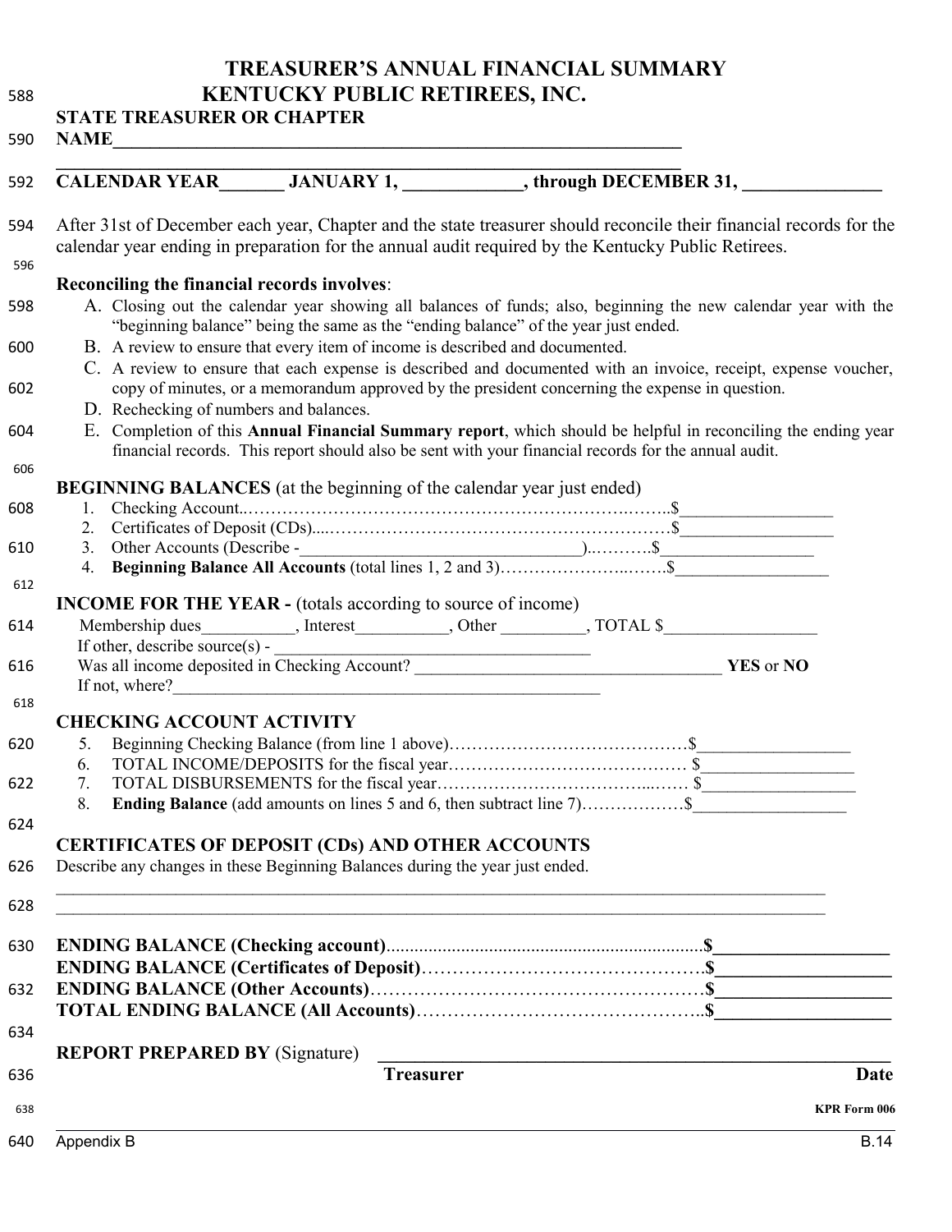# TREASURER'S ANNUAL FINANCIAL SUMMARY
# KENTUCKY PUBLIC RETIREES, INC.

**STATE TREASURER OR CHAPTER**
**NAME_______________________________________________________________**

**_______________________________________________________________**
**CALENDAR YEAR_______ JANUARY 1, ____________, through DECEMBER 31, ______________**

After 31st of December each year, Chapter and the state treasurer should reconcile their financial records for the calendar year ending in preparation for the annual audit required by the Kentucky Public Retirees.

**Reconciling the financial records involves**:

A. Closing out the calendar year showing all balances of funds; also, beginning the new calendar year with the "beginning balance" being the same as the "ending balance" of the year just ended.
B. A review to ensure that every item of income is described and documented.
C. A review to ensure that each expense is described and documented with an invoice, receipt, expense voucher, copy of minutes, or a memorandum approved by the president concerning the expense in question.
D. Rechecking of numbers and balances.
E. Completion of this **Annual Financial Summary report**, which should be helpful in reconciling the ending year financial records. This report should also be sent with your financial records for the annual audit.

**BEGINNING BALANCES** (at the beginning of the calendar year just ended)

1. Checking Account……………………………………………………………..……..$_________________
2. Certificates of Deposit (CDs)....……………………………………………………$_________________
3. Other Accounts (Describe -_____________________________________)..……….$__________________
4. **Beginning Balance All Accounts** (total lines 1, 2 and 3)…………………..…….$_________________

**INCOME FOR THE YEAR -** (totals according to source of income)

Membership dues__________, Interest__________, Other _________, TOTAL $_________________
If other, describe source(s) - ____________________________________
Was all income deposited in Checking Account? ___________________________________ **YES** or **NO**
If not, where?_______________________________________________

**CHECKING ACCOUNT ACTIVITY**

5. Beginning Checking Balance (from line 1 above)……………………………………$_________________
6. TOTAL INCOME/DEPOSITS for the fiscal year…………………………………… $_________________
7. TOTAL DISBURSEMENTS for the fiscal year……………………………...…… $_________________
8. **Ending Balance** (add amounts on lines 5 and 6, then subtract line 7)………………$_________________

**CERTIFICATES OF DEPOSIT (CDs) AND OTHER ACCOUNTS**

Describe any changes in these Beginning Balances during the year just ended.

_______________________________________________________________________________________
_______________________________________________________________________________________

**ENDING BALANCE (Checking account)**....................................................................**$__________________**
**ENDING BALANCE (Certificates of Deposit)**………………………………………**$__________________**
**ENDING BALANCE (Other Accounts)**………………………………………………**$__________________**
**TOTAL ENDING BALANCE (All Accounts)**………………………………………..**$__________________**

**REPORT PREPARED BY** (Signature) _______________________________________________________
**Treasurer** **Date**

**KPR Form 006**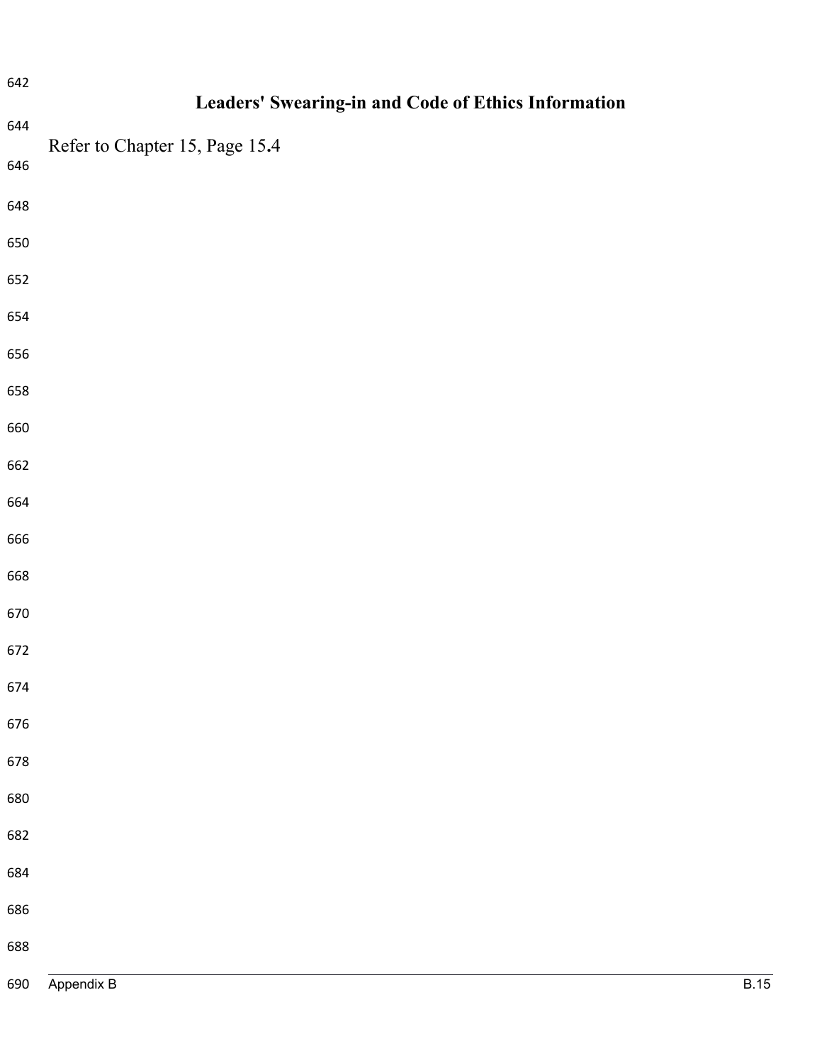## Leaders' Swearing-in and Code of Ethics Information

Refer to Chapter 15, Page 15.4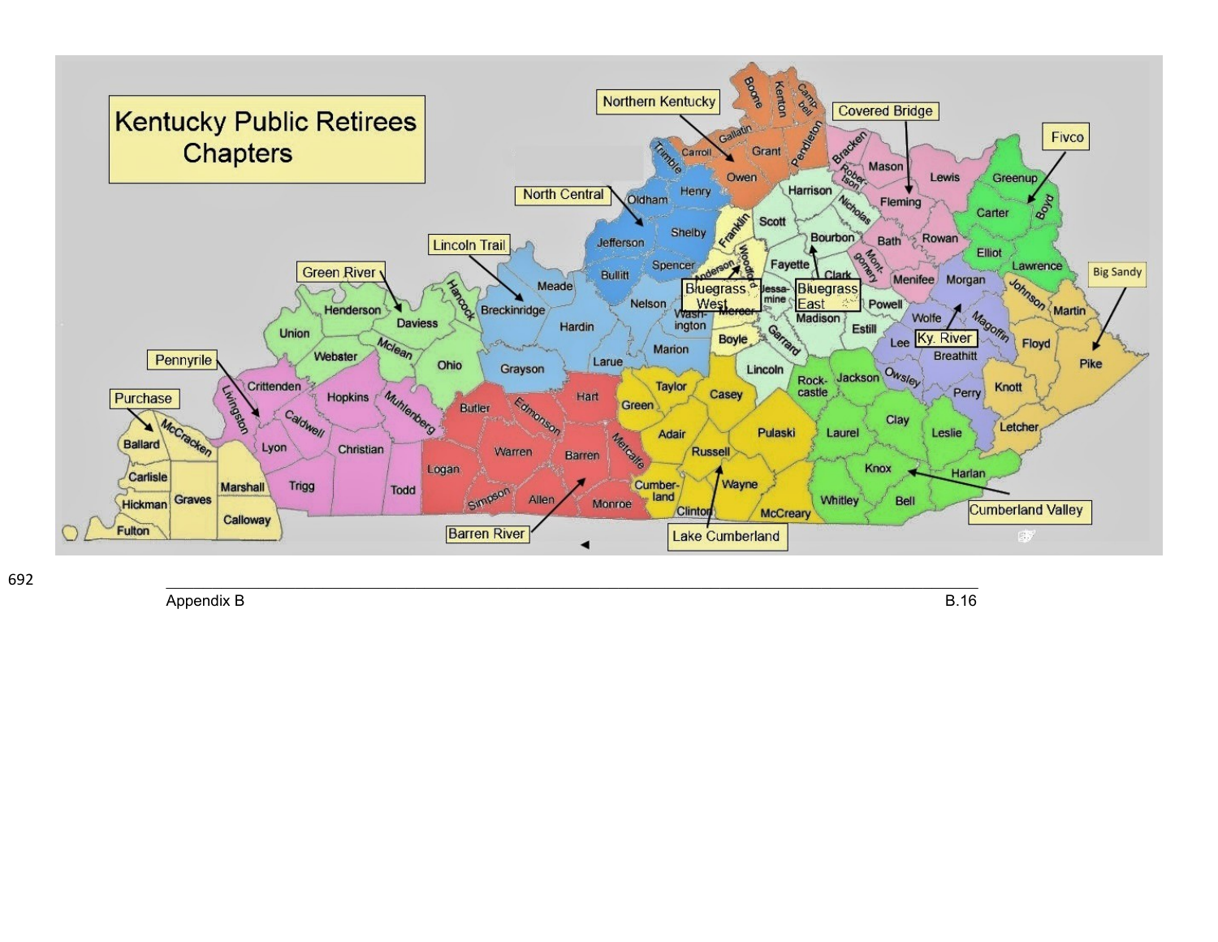# Kentucky Public Retirees Chapters

Northern Kentucky

Covered Bridge

Fivco

North Central

Lincoln Trail

Green River

Bluegrass West

Bluegrass East

Big Sandy

Ky. River

Pennyrile

Purchase

Cumberland Valley

Barren River

Lake Cumberland

Boone, Kenton, Campbell, Gallatin, Carroll, Grant, Pendleton, Owen, Trimble, Oldham, Henry, Bracken, Robertson, Mason, Lewis, Greenup, Boyd, Carter, Harrison, Nicholas, Fleming, Scott, Franklin, Shelby, Jefferson, Bourbon, Bath, Rowan, Elliott, Spencer, Bullitt, Anderson, Woodford, Fayette, Clark, Montgomery, Menifee, Morgan, Lawrence, Meade, Hancock, Henderson, Daviess, Breckinridge, Nelson, Jessamine, Mercer, Washington, Madison, Powell, Wolfe, Magoffin, Johnson, Martin, Union, Mclean, Hardin, Boyle, Estill, Lee, Breathitt, Floyd, Webster, Ohio, Grayson, Larue, Marion, Garrard, Lincoln, Owsley, Pike, Crittenden, Livingston, Hopkins, Muhlenberg, Taylor, Casey, Rockcastle, Jackson, Perry, Knott, Butler, Edmonson, Hart, Green, Ballard, McCracken, Caldwell, Lyon, Christian, Adair, Clay, Leslie, Letcher, Laurel, Pulaski, Russell, Warren, Barren, Metcalfe, Carlisle, Logan, Knox, Harlan, Hickman, Graves, Marshall, Trigg, Todd, Simpson, Allen, Monroe, Cumberland, Wayne, Whitley, Bell, Fulton, Calloway, Clinton, McCreary

Appendix B B.16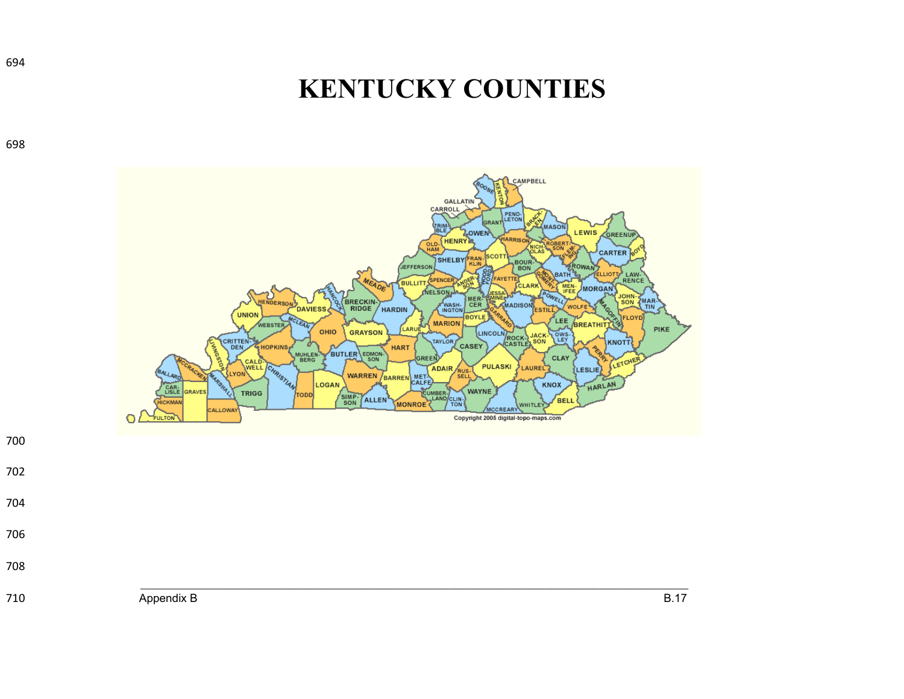# KENTUCKY COUNTIES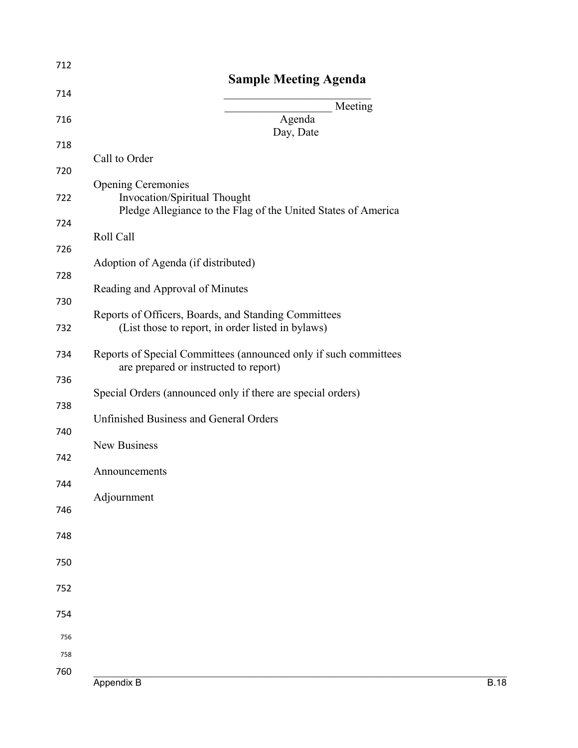# Sample Meeting Agenda

\_\_\_\_\_\_\_\_\_\_\_\_\_\_\_\_\_\_\_\_\_\_\_\_\_\_

\_\_\_\_\_\_\_\_\_\_\_\_\_\_\_\_\_\_\_ Meeting

Agenda

Day, Date

Call to Order

Opening Ceremonies
- Invocation/Spiritual Thought
- Pledge Allegiance to the Flag of the United States of America

Roll Call

Adoption of Agenda (if distributed)

Reading and Approval of Minutes

Reports of Officers, Boards, and Standing Committees
- (List those to report, in order listed in bylaws)

Reports of Special Committees (announced only if such committees are prepared or instructed to report)

Special Orders (announced only if there are special orders)

Unfinished Business and General Orders

New Business

Announcements

Adjournment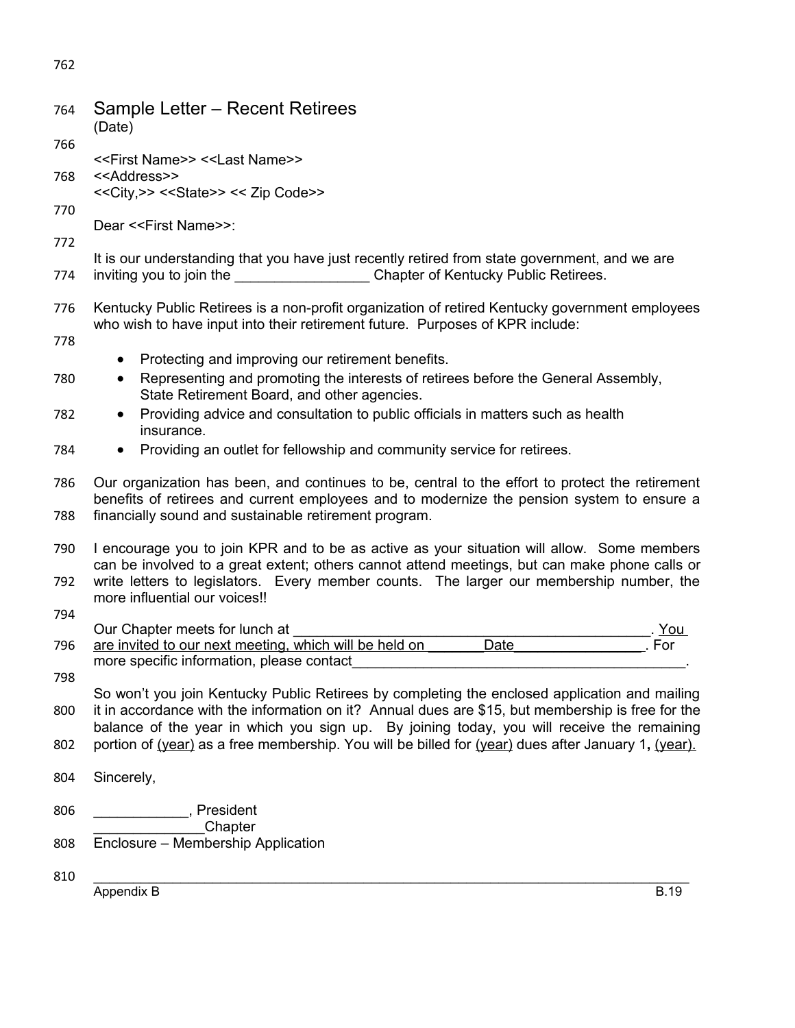## Sample Letter – Recent Retirees

(Date)

<<First Name>> <<Last Name>>
<<Address>>
<<City,>> <<State>> << Zip Code>>

Dear <<First Name>>:

It is our understanding that you have just recently retired from state government, and we are inviting you to join the _________________ Chapter of Kentucky Public Retirees.

Kentucky Public Retirees is a non-profit organization of retired Kentucky government employees who wish to have input into their retirement future. Purposes of KPR include:

- Protecting and improving our retirement benefits.
- Representing and promoting the interests of retirees before the General Assembly, State Retirement Board, and other agencies.
- Providing advice and consultation to public officials in matters such as health insurance.
- Providing an outlet for fellowship and community service for retirees.

Our organization has been, and continues to be, central to the effort to protect the retirement benefits of retirees and current employees and to modernize the pension system to ensure a financially sound and sustainable retirement program.

I encourage you to join KPR and to be as active as your situation will allow. Some members can be involved to a great extent; others cannot attend meetings, but can make phone calls or write letters to legislators. Every member counts. The larger our membership number, the more influential our voices!!

Our Chapter meets for lunch at ______________________________________________. You are invited to our next meeting, which will be held on _______Date________________. For more specific information, please contact___________________________________________.

So won't you join Kentucky Public Retirees by completing the enclosed application and mailing it in accordance with the information on it? Annual dues are $15, but membership is free for the balance of the year in which you sign up. By joining today, you will receive the remaining portion of (year) as a free membership. You will be billed for (year) dues after January 1, (year).

Sincerely,

____________, President
______________Chapter
Enclosure – Membership Application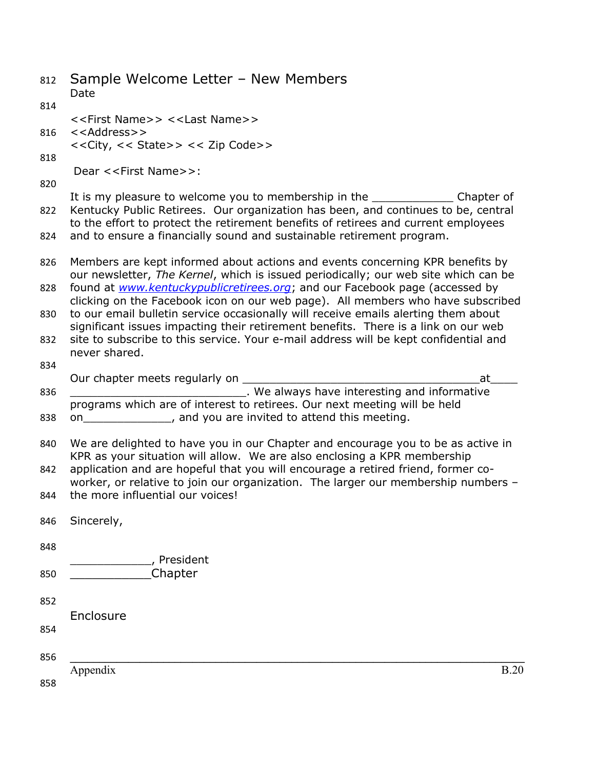## Sample Welcome Letter – New Members

Date

<<First Name>> <<Last Name>>
<<Address>>
<<City, << State>> << Zip Code>>

Dear <<First Name>>:

It is my pleasure to welcome you to membership in the ____________ Chapter of Kentucky Public Retirees. Our organization has been, and continues to be, central to the effort to protect the retirement benefits of retirees and current employees and to ensure a financially sound and sustainable retirement program.

Members are kept informed about actions and events concerning KPR benefits by our newsletter, *The Kernel*, which is issued periodically; our web site which can be found at *www.kentuckypublicretirees.org*; and our Facebook page (accessed by clicking on the Facebook icon on our web page). All members who have subscribed to our email bulletin service occasionally will receive emails alerting them about significant issues impacting their retirement benefits. There is a link on our web site to subscribe to this service. Your e-mail address will be kept confidential and never shared.

Our chapter meets regularly on ___________________________________at____ __________________________. We always have interesting and informative programs which are of interest to retirees. Our next meeting will be held on_____________, and you are invited to attend this meeting.

We are delighted to have you in our Chapter and encourage you to be as active in KPR as your situation will allow. We are also enclosing a KPR membership application and are hopeful that you will encourage a retired friend, former co-worker, or relative to join our organization. The larger our membership numbers – the more influential our voices!

Sincerely,

____________, President
____________Chapter

Enclosure